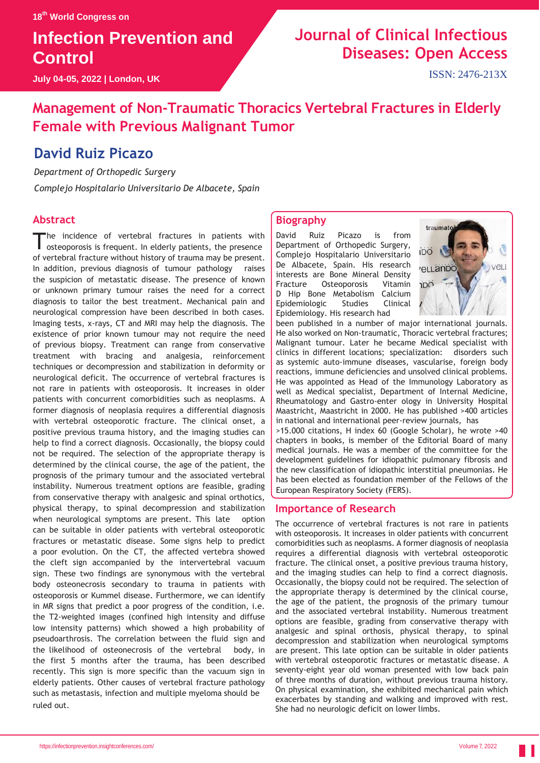# Management of Non-Traumatic Thoracics Vertebral Fractures in Elderly Female with Previous Malignant Tumor

## David Ruiz Picazo

*Department of Orthopedic Surgery*

*Complejo Hospitalario Universitario De Albacete, Spain*

## Abstract

The incidence of vertebral fractures in patients with osteoporosis is frequent. In elderly patients, the presence of vertebral fracture without history of trauma may be present. In addition, previous diagnosis of tumour pathology raises the suspicion of metastatic disease. The presence of known or unknown primary tumour raises the need for a correct diagnosis to tailor the best treatment. Mechanical pain and neurological compression have been described in both cases. Imaging tests, x-rays, CT and MRI may help the diagnosis. The existence of prior known tumour may not require the need of previous biopsy. Treatment can range from conservative treatment with bracing and analgesia, reinforcement techniques or decompression and stabilization in deformity or neurological deficit. The occurrence of vertebral fractures is not rare in patients with osteoporosis. It increases in older patients with concurrent comorbidities such as neoplasms. A former diagnosis of neoplasia requires a differential diagnosis with vertebral osteoporotic fracture. The clinical onset, a positive previous trauma history, and the imaging studies can help to find a correct diagnosis. Occasionally, the biopsy could not be required. The selection of the appropriate therapy is determined by the clinical course, the age of the patient, the prognosis of the primary tumour and the associated vertebral instability. Numerous treatment options are feasible, grading from conservative therapy with analgesic and spinal orthotics, physical therapy, to spinal decompression and stabilization when neurological symptoms are present. This late option can be suitable in older patients with vertebral osteoporotic fractures or metastatic disease. Some signs help to predict a poor evolution. On the CT, the affected vertebra showed the cleft sign accompanied by the intervertebral vacuum sign. These two findings are synonymous with the vertebral body osteonecrosis secondary to trauma in patients with osteoporosis or Kummel disease. Furthermore, we can identify in MR signs that predict a poor progress of the condition, i.e. the T2-weighted images (confined high intensity and diffuse low intensity patterns) which showed a high probability of pseudoarthrosis. The correlation between the fluid sign and the likelihood of osteonecrosis of the vertebral body, in the first 5 months after the trauma, has been described recently. This sign is more specific than the vacuum sign in elderly patients. Other causes of vertebral fracture pathology such as metastasis, infection and multiple myeloma should be ruled out.

## Biography

David Ruiz Picazo is from Department of Orthopedic Surgery, Complejo Hospitalario Universitario De Albacete, Spain. His research interests are Bone Mineral Density Fracture Osteoporosis Vitamin D Hip Bone Metabolism Calcium Epidemiologic Studies Clinical Epidemiology. His research had been published in a number of major international journals. He also worked on Non-traumatic, Thoracic vertebral fractures; Malignant tumour. Later he became Medical specialist with clinics in different locations; specialization: disorders such as systemic auto-immune diseases, vascularise, foreign body reactions, immune deficiencies and unsolved clinical problems. He was appointed as Head of the Immunology Laboratory as well as Medical specialist, Department of Internal Medicine, Rheumatology and Gastro-enter ology in University Hospital Maastricht, Maastricht in 2000. He has published >400 articles in national and international peer-review journals, has >15.000 citations, H index 60 (Google Scholar), he wrote >40 chapters in books, is member of the Editorial Board of many medical journals. He was a member of the committee for the development guidelines for idiopathic pulmonary fibrosis and the new classification of idiopathic interstitial pneumonias. He has been elected as foundation member of the Fellows of the European Respiratory Society (FERS).

## Importance of Research

The occurrence of vertebral fractures is not rare in patients with osteoporosis. It increases in older patients with concurrent comorbidities such as neoplasms. A former diagnosis of neoplasia requires a differential diagnosis with vertebral osteoporotic fracture. The clinical onset, a positive previous trauma history, and the imaging studies can help to find a correct diagnosis. Occasionally, the biopsy could not be required. The selection of the appropriate therapy is determined by the clinical course, the age of the patient, the prognosis of the primary tumour and the associated vertebral instability. Numerous treatment options are feasible, grading from conservative therapy with analgesic and spinal orthosis, physical therapy, to spinal decompression and stabilization when neurological symptoms are present. This late option can be suitable in older patients with vertebral osteoporotic fractures or metastatic disease. A seventy-eight year old woman presented with low back pain of three months of duration, without previous trauma history. On physical examination, she exhibited mechanical pain which exacerbates by standing and walking and improved with rest. She had no neurologic deficit on lower limbs.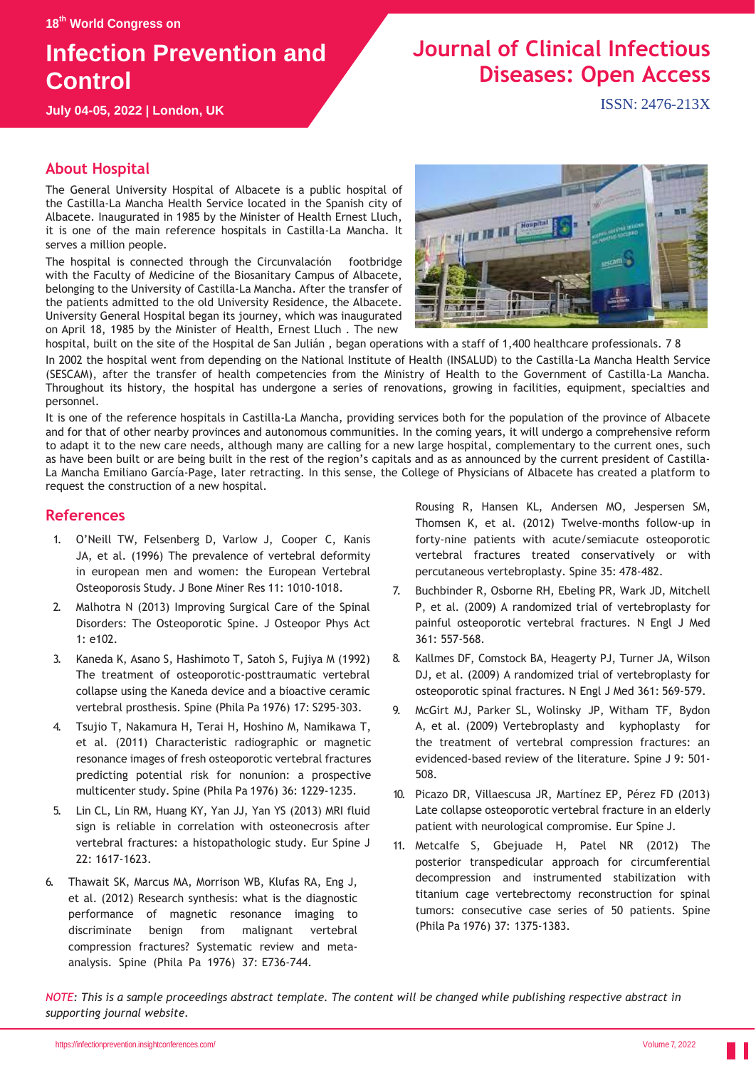## About Hospital

The General University Hospital of Albacete is a public hospital of the Castilla-La Mancha Health Service located in the Spanish city of Albacete. Inaugurated in 1985 by the Minister of Health Ernest Lluch, it is one of the main reference hospitals in Castilla-La Mancha. It serves a million people.

The hospital is connected through the Circunvalación footbridge with the Faculty of Medicine of the Biosanitary Campus of Albacete, belonging to the University of Castilla-La Mancha. After the transfer of the patients admitted to the old University Residence, the Albacete. University General Hospital began its journey, which was inaugurated on April 18, 1985 by the Minister of Health, Ernest Lluch . The new hospital, built on the site of the Hospital de San Julián , began operations with a staff of 1,400 healthcare professionals. 7 8

In 2002 the hospital went from depending on the National Institute of Health (INSALUD) to the Castilla-La Mancha Health Service (SESCAM), after the transfer of health competencies from the Ministry of Health to the Government of Castilla-La Mancha. Throughout its history, the hospital has undergone a series of renovations, growing in facilities, equipment, specialties and personnel.

It is one of the reference hospitals in Castilla-La Mancha, providing services both for the population of the province of Albacete and for that of other nearby provinces and autonomous communities. In the coming years, it will undergo a comprehensive reform to adapt it to the new care needs, although many are calling for a new large hospital, complementary to the current ones, such as have been built or are being built in the rest of the region's capitals and as announced by the current president of Castilla-La Mancha Emiliano García-Page, later retracting. In this sense, the College of Physicians of Albacete has created a platform to request the construction of a new hospital.

## References

1. O'Neill TW, Felsenberg D, Varlow J, Cooper C, Kanis JA, et al. (1996) The prevalence of vertebral deformity in european men and women: the European Vertebral Osteoporosis Study. J Bone Miner Res 11: 1010-1018.
2. Malhotra N (2013) Improving Surgical Care of the Spinal Disorders: The Osteoporotic Spine. J Osteopor Phys Act 1: e102.
3. Kaneda K, Asano S, Hashimoto T, Satoh S, Fujiya M (1992) The treatment of osteoporotic-posttraumatic vertebral collapse using the Kaneda device and a bioactive ceramic vertebral prosthesis. Spine (Phila Pa 1976) 17: S295-303.
4. Tsujio T, Nakamura H, Terai H, Hoshino M, Namikawa T, et al. (2011) Characteristic radiographic or magnetic resonance images of fresh osteoporotic vertebral fractures predicting potential risk for nonunion: a prospective multicenter study. Spine (Phila Pa 1976) 36: 1229-1235.
5. Lin CL, Lin RM, Huang KY, Yan JJ, Yan YS (2013) MRI fluid sign is reliable in correlation with osteonecrosis after vertebral fractures: a histopathologic study. Eur Spine J 22: 1617-1623.
6. Thawait SK, Marcus MA, Morrison WB, Klufas RA, Eng J, et al. (2012) Research synthesis: what is the diagnostic performance of magnetic resonance imaging to discriminate benign from malignant vertebral compression fractures? Systematic review and meta-analysis. Spine (Phila Pa 1976) 37: E736-744. Rousing R, Hansen KL, Andersen MO, Jespersen SM, Thomsen K, et al. (2012) Twelve-months follow-up in forty-nine patients with acute/semiacute osteoporotic vertebral fractures treated conservatively or with percutaneous vertebroplasty. Spine 35: 478-482.
7. Buchbinder R, Osborne RH, Ebeling PR, Wark JD, Mitchell P, et al. (2009) A randomized trial of vertebroplasty for painful osteoporotic vertebral fractures. N Engl J Med 361: 557-568.
8. Kallmes DF, Comstock BA, Heagerty PJ, Turner JA, Wilson DJ, et al. (2009) A randomized trial of vertebroplasty for osteoporotic spinal fractures. N Engl J Med 361: 569-579.
9. McGirt MJ, Parker SL, Wolinsky JP, Witham TF, Bydon A, et al. (2009) Vertebroplasty and kyphoplasty for the treatment of vertebral compression fractures: an evidenced-based review of the literature. Spine J 9: 501-508.
10. Picazo DR, Villaescusa JR, Martínez EP, Pérez FD (2013) Late collapse osteoporotic vertebral fracture in an elderly patient with neurological compromise. Eur Spine J.
11. Metcalfe S, Gbejuade H, Patel NR (2012) The posterior transpedicular approach for circumferential decompression and instrumented stabilization with titanium cage vertebrectomy reconstruction for spinal tumors: consecutive case series of 50 patients. Spine (Phila Pa 1976) 37: 1375-1383.

*NOTE: This is a sample proceedings abstract template. The content will be changed while publishing respective abstract in supporting journal website.*